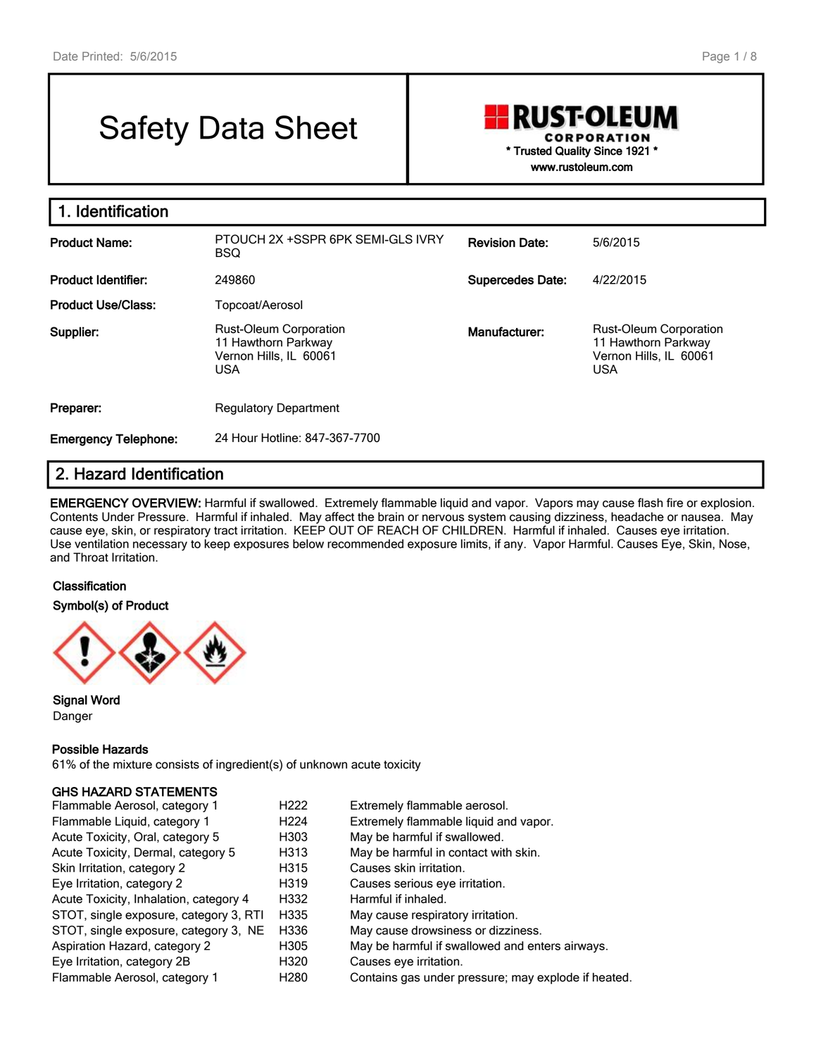# Safety Data Sheet

**RUST-OLEUM CORPORATION**
* Trusted Quality Since 1921 *
www.rustoleum.com

## 1. Identification

| | | | |
|---|---|---|---|
| **Product Name:** | PTOUCH 2X +SSPR 6PK SEMI-GLS IVRY BSQ | **Revision Date:** | 5/6/2015 |
| **Product Identifier:** | 249860 | **Supercedes Date:** | 4/22/2015 |
| **Product Use/Class:** | Topcoat/Aerosol | | |
| **Supplier:** | Rust-Oleum Corporation<br>11 Hawthorn Parkway<br>Vernon Hills, IL 60061<br>USA | **Manufacturer:** | Rust-Oleum Corporation<br>11 Hawthorn Parkway<br>Vernon Hills, IL 60061<br>USA |
| **Preparer:** | Regulatory Department | | |
| **Emergency Telephone:** | 24 Hour Hotline: 847-367-7700 | | |

## 2. Hazard Identification

**EMERGENCY OVERVIEW:** Harmful if swallowed. Extremely flammable liquid and vapor. Vapors may cause flash fire or explosion. Contents Under Pressure. Harmful if inhaled. May affect the brain or nervous system causing dizziness, headache or nausea. May cause eye, skin, or respiratory tract irritation. KEEP OUT OF REACH OF CHILDREN. Harmful if inhaled. Causes eye irritation. Use ventilation necessary to keep exposures below recommended exposure limits, if any. Vapor Harmful. Causes Eye, Skin, Nose, and Throat Irritation.

**Classification**

**Symbol(s) of Product**

**Signal Word**

Danger

**Possible Hazards**

61% of the mixture consists of ingredient(s) of unknown acute toxicity

**GHS HAZARD STATEMENTS**

| | | |
|---|---|---|
| Flammable Aerosol, category 1 | H222 | Extremely flammable aerosol. |
| Flammable Liquid, category 1 | H224 | Extremely flammable liquid and vapor. |
| Acute Toxicity, Oral, category 5 | H303 | May be harmful if swallowed. |
| Acute Toxicity, Dermal, category 5 | H313 | May be harmful in contact with skin. |
| Skin Irritation, category 2 | H315 | Causes skin irritation. |
| Eye Irritation, category 2 | H319 | Causes serious eye irritation. |
| Acute Toxicity, Inhalation, category 4 | H332 | Harmful if inhaled. |
| STOT, single exposure, category 3, RTI | H335 | May cause respiratory irritation. |
| STOT, single exposure, category 3, NE | H336 | May cause drowsiness or dizziness. |
| Aspiration Hazard, category 2 | H305 | May be harmful if swallowed and enters airways. |
| Eye Irritation, category 2B | H320 | Causes eye irritation. |
| Flammable Aerosol, category 1 | H280 | Contains gas under pressure; may explode if heated. |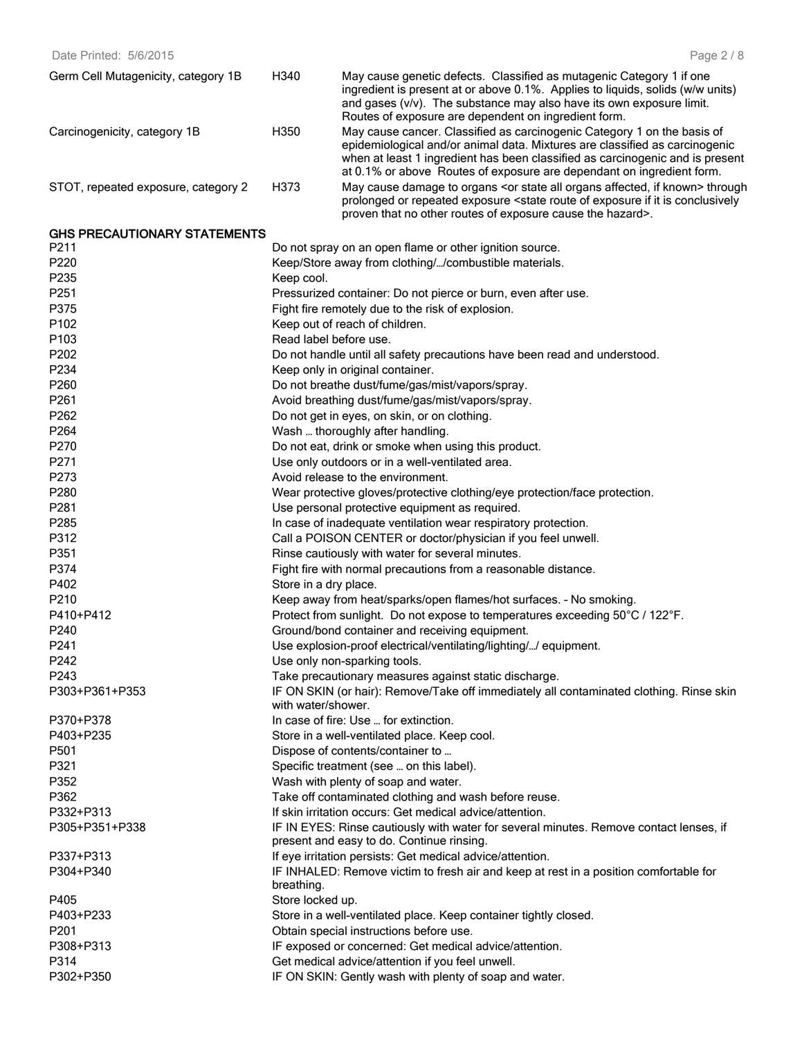| | | |
|---|---|---|
| Germ Cell Mutagenicity, category 1B | H340 | May cause genetic defects. Classified as mutagenic Category 1 if one ingredient is present at or above 0.1%. Applies to liquids, solids (w/w units) and gases (v/v). The substance may also have its own exposure limit. Routes of exposure are dependent on ingredient form. |
| Carcinogenicity, category 1B | H350 | May cause cancer. Classified as carcinogenic Category 1 on the basis of epidemiological and/or animal data. Mixtures are classified as carcinogenic when at least 1 ingredient has been classified as carcinogenic and is present at 0.1% or above Routes of exposure are dependant on ingredient form. |
| STOT, repeated exposure, category 2 | H373 | May cause damage to organs <or state all organs affected, if known> through prolonged or repeated exposure <state route of exposure if it is conclusively proven that no other routes of exposure cause the hazard>. |

**GHS PRECAUTIONARY STATEMENTS**

| | |
|---|---|
| P211 | Do not spray on an open flame or other ignition source. |
| P220 | Keep/Store away from clothing/…/combustible materials. |
| P235 | Keep cool. |
| P251 | Pressurized container: Do not pierce or burn, even after use. |
| P375 | Fight fire remotely due to the risk of explosion. |
| P102 | Keep out of reach of children. |
| P103 | Read label before use. |
| P202 | Do not handle until all safety precautions have been read and understood. |
| P234 | Keep only in original container. |
| P260 | Do not breathe dust/fume/gas/mist/vapors/spray. |
| P261 | Avoid breathing dust/fume/gas/mist/vapors/spray. |
| P262 | Do not get in eyes, on skin, or on clothing. |
| P264 | Wash … thoroughly after handling. |
| P270 | Do not eat, drink or smoke when using this product. |
| P271 | Use only outdoors or in a well-ventilated area. |
| P273 | Avoid release to the environment. |
| P280 | Wear protective gloves/protective clothing/eye protection/face protection. |
| P281 | Use personal protective equipment as required. |
| P285 | In case of inadequate ventilation wear respiratory protection. |
| P312 | Call a POISON CENTER or doctor/physician if you feel unwell. |
| P351 | Rinse cautiously with water for several minutes. |
| P374 | Fight fire with normal precautions from a reasonable distance. |
| P402 | Store in a dry place. |
| P210 | Keep away from heat/sparks/open flames/hot surfaces. – No smoking. |
| P410+P412 | Protect from sunlight. Do not expose to temperatures exceeding 50°C / 122°F. |
| P240 | Ground/bond container and receiving equipment. |
| P241 | Use explosion-proof electrical/ventilating/lighting/…/ equipment. |
| P242 | Use only non-sparking tools. |
| P243 | Take precautionary measures against static discharge. |
| P303+P361+P353 | IF ON SKIN (or hair): Remove/Take off immediately all contaminated clothing. Rinse skin with water/shower. |
| P370+P378 | In case of fire: Use … for extinction. |
| P403+P235 | Store in a well-ventilated place. Keep cool. |
| P501 | Dispose of contents/container to … |
| P321 | Specific treatment (see … on this label). |
| P352 | Wash with plenty of soap and water. |
| P362 | Take off contaminated clothing and wash before reuse. |
| P332+P313 | If skin irritation occurs: Get medical advice/attention. |
| P305+P351+P338 | IF IN EYES: Rinse cautiously with water for several minutes. Remove contact lenses, if present and easy to do. Continue rinsing. |
| P337+P313 | If eye irritation persists: Get medical advice/attention. |
| P304+P340 | IF INHALED: Remove victim to fresh air and keep at rest in a position comfortable for breathing. |
| P405 | Store locked up. |
| P403+P233 | Store in a well-ventilated place. Keep container tightly closed. |
| P201 | Obtain special instructions before use. |
| P308+P313 | IF exposed or concerned: Get medical advice/attention. |
| P314 | Get medical advice/attention if you feel unwell. |
| P302+P350 | IF ON SKIN: Gently wash with plenty of soap and water. |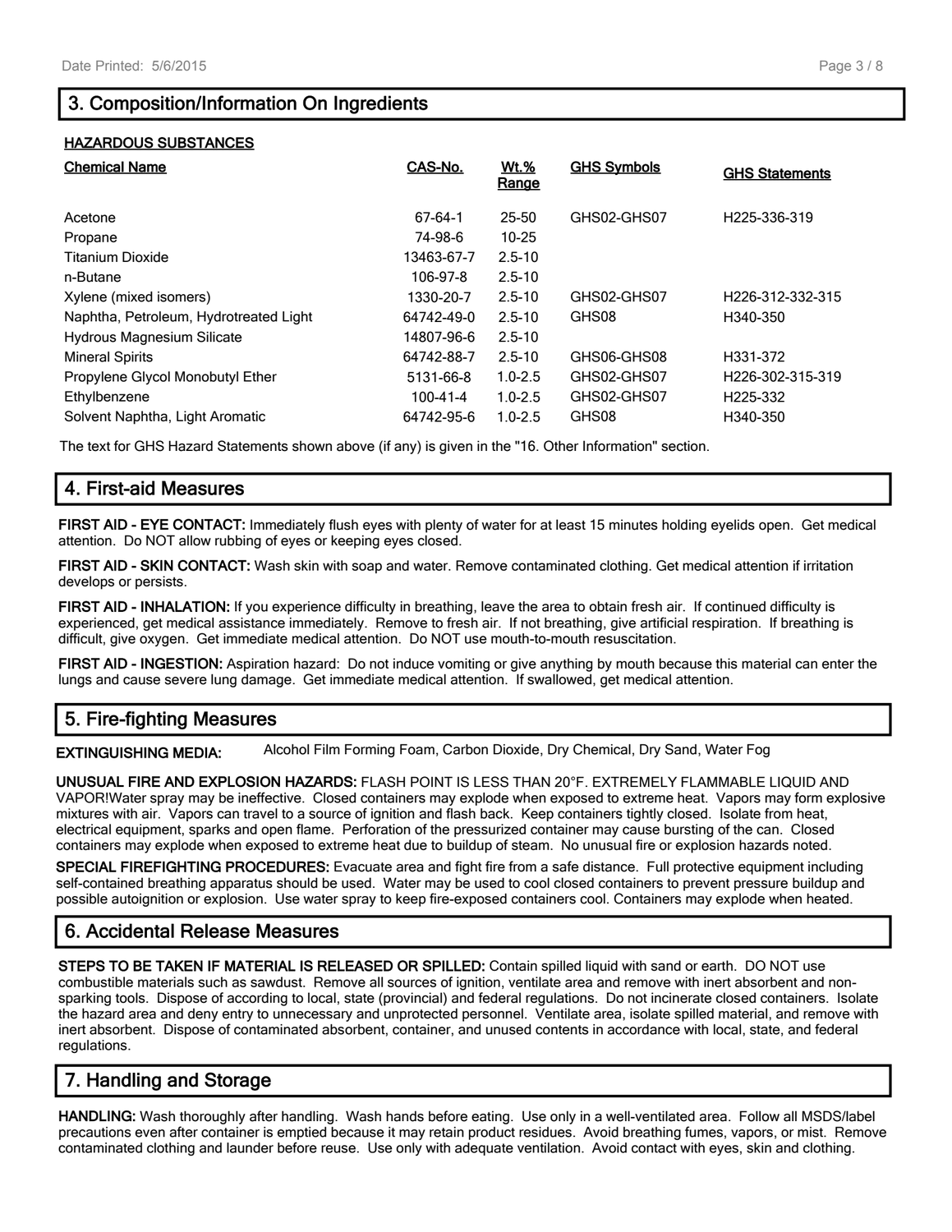## 3. Composition/Information On Ingredients

**HAZARDOUS SUBSTANCES**

| Chemical Name | CAS-No. | Wt.% Range | GHS Symbols | GHS Statements |
|---|---|---|---|---|
| Acetone | 67-64-1 | 25-50 | GHS02-GHS07 | H225-336-319 |
| Propane | 74-98-6 | 10-25 | | |
| Titanium Dioxide | 13463-67-7 | 2.5-10 | | |
| n-Butane | 106-97-8 | 2.5-10 | | |
| Xylene (mixed isomers) | 1330-20-7 | 2.5-10 | GHS02-GHS07 | H226-312-332-315 |
| Naphtha, Petroleum, Hydrotreated Light | 64742-49-0 | 2.5-10 | GHS08 | H340-350 |
| Hydrous Magnesium Silicate | 14807-96-6 | 2.5-10 | | |
| Mineral Spirits | 64742-88-7 | 2.5-10 | GHS06-GHS08 | H331-372 |
| Propylene Glycol Monobutyl Ether | 5131-66-8 | 1.0-2.5 | GHS02-GHS07 | H226-302-315-319 |
| Ethylbenzene | 100-41-4 | 1.0-2.5 | GHS02-GHS07 | H225-332 |
| Solvent Naphtha, Light Aromatic | 64742-95-6 | 1.0-2.5 | GHS08 | H340-350 |

The text for GHS Hazard Statements shown above (if any) is given in the "16. Other Information" section.

## 4. First-aid Measures

**FIRST AID - EYE CONTACT:** Immediately flush eyes with plenty of water for at least 15 minutes holding eyelids open. Get medical attention. Do NOT allow rubbing of eyes or keeping eyes closed.

**FIRST AID - SKIN CONTACT:** Wash skin with soap and water. Remove contaminated clothing. Get medical attention if irritation develops or persists.

**FIRST AID - INHALATION:** If you experience difficulty in breathing, leave the area to obtain fresh air. If continued difficulty is experienced, get medical assistance immediately. Remove to fresh air. If not breathing, give artificial respiration. If breathing is difficult, give oxygen. Get immediate medical attention. Do NOT use mouth-to-mouth resuscitation.

**FIRST AID - INGESTION:** Aspiration hazard: Do not induce vomiting or give anything by mouth because this material can enter the lungs and cause severe lung damage. Get immediate medical attention. If swallowed, get medical attention.

## 5. Fire-fighting Measures

**EXTINGUISHING MEDIA:** Alcohol Film Forming Foam, Carbon Dioxide, Dry Chemical, Dry Sand, Water Fog

**UNUSUAL FIRE AND EXPLOSION HAZARDS:** FLASH POINT IS LESS THAN 20°F. EXTREMELY FLAMMABLE LIQUID AND VAPOR!Water spray may be ineffective. Closed containers may explode when exposed to extreme heat. Vapors may form explosive mixtures with air. Vapors can travel to a source of ignition and flash back. Keep containers tightly closed. Isolate from heat, electrical equipment, sparks and open flame. Perforation of the pressurized container may cause bursting of the can. Closed containers may explode when exposed to extreme heat due to buildup of steam. No unusual fire or explosion hazards noted.

**SPECIAL FIREFIGHTING PROCEDURES:** Evacuate area and fight fire from a safe distance. Full protective equipment including self-contained breathing apparatus should be used. Water may be used to cool closed containers to prevent pressure buildup and possible autoignition or explosion. Use water spray to keep fire-exposed containers cool. Containers may explode when heated.

## 6. Accidental Release Measures

**STEPS TO BE TAKEN IF MATERIAL IS RELEASED OR SPILLED:** Contain spilled liquid with sand or earth. DO NOT use combustible materials such as sawdust. Remove all sources of ignition, ventilate area and remove with inert absorbent and non-sparking tools. Dispose of according to local, state (provincial) and federal regulations. Do not incinerate closed containers. Isolate the hazard area and deny entry to unnecessary and unprotected personnel. Ventilate area, isolate spilled material, and remove with inert absorbent. Dispose of contaminated absorbent, container, and unused contents in accordance with local, state, and federal regulations.

## 7. Handling and Storage

**HANDLING:** Wash thoroughly after handling. Wash hands before eating. Use only in a well-ventilated area. Follow all MSDS/label precautions even after container is emptied because it may retain product residues. Avoid breathing fumes, vapors, or mist. Remove contaminated clothing and launder before reuse. Use only with adequate ventilation. Avoid contact with eyes, skin and clothing.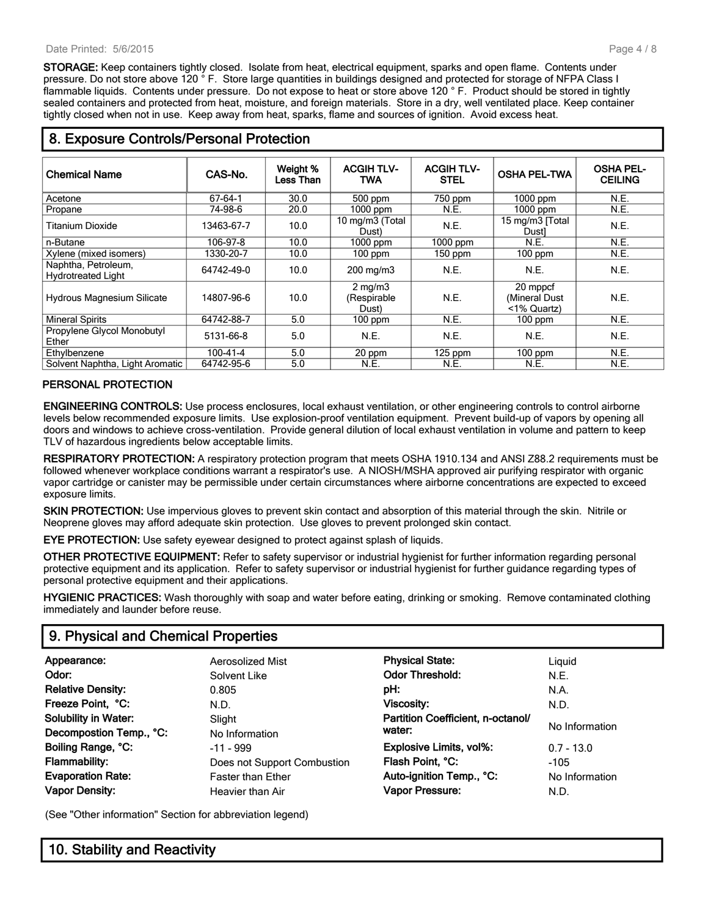**STORAGE:** Keep containers tightly closed. Isolate from heat, electrical equipment, sparks and open flame. Contents under pressure. Do not store above 120 ° F. Store large quantities in buildings designed and protected for storage of NFPA Class I flammable liquids. Contents under pressure. Do not expose to heat or store above 120 ° F. Product should be stored in tightly sealed containers and protected from heat, moisture, and foreign materials. Store in a dry, well ventilated place. Keep container tightly closed when not in use. Keep away from heat, sparks, flame and sources of ignition. Avoid excess heat.

## 8. Exposure Controls/Personal Protection

| Chemical Name | CAS-No. | Weight % Less Than | ACGIH TLV-TWA | ACGIH TLV-STEL | OSHA PEL-TWA | OSHA PEL-CEILING |
|---|---|---|---|---|---|---|
| Acetone | 67-64-1 | 30.0 | 500 ppm | 750 ppm | 1000 ppm | N.E. |
| Propane | 74-98-6 | 20.0 | 1000 ppm | N.E. | 1000 ppm | N.E. |
| Titanium Dioxide | 13463-67-7 | 10.0 | 10 mg/m3 (Total Dust) | N.E. | 15 mg/m3 [Total Dust] | N.E. |
| n-Butane | 106-97-8 | 10.0 | 1000 ppm | 1000 ppm | N.E. | N.E. |
| Xylene (mixed isomers) | 1330-20-7 | 10.0 | 100 ppm | 150 ppm | 100 ppm | N.E. |
| Naphtha, Petroleum, Hydrotreated Light | 64742-49-0 | 10.0 | 200 mg/m3 | N.E. | N.E. | N.E. |
| Hydrous Magnesium Silicate | 14807-96-6 | 10.0 | 2 mg/m3 (Respirable Dust) | N.E. | 20 mppcf (Mineral Dust <1% Quartz) | N.E. |
| Mineral Spirits | 64742-88-7 | 5.0 | 100 ppm | N.E. | 100 ppm | N.E. |
| Propylene Glycol Monobutyl Ether | 5131-66-8 | 5.0 | N.E. | N.E. | N.E. | N.E. |
| Ethylbenzene | 100-41-4 | 5.0 | 20 ppm | 125 ppm | 100 ppm | N.E. |
| Solvent Naphtha, Light Aromatic | 64742-95-6 | 5.0 | N.E. | N.E. | N.E. | N.E. |

**PERSONAL PROTECTION**

**ENGINEERING CONTROLS:** Use process enclosures, local exhaust ventilation, or other engineering controls to control airborne levels below recommended exposure limits. Use explosion-proof ventilation equipment. Prevent build-up of vapors by opening all doors and windows to achieve cross-ventilation. Provide general dilution of local exhaust ventilation in volume and pattern to keep TLV of hazardous ingredients below acceptable limits.

**RESPIRATORY PROTECTION:** A respiratory protection program that meets OSHA 1910.134 and ANSI Z88.2 requirements must be followed whenever workplace conditions warrant a respirator's use. A NIOSH/MSHA approved air purifying respirator with organic vapor cartridge or canister may be permissible under certain circumstances where airborne concentrations are expected to exceed exposure limits.

**SKIN PROTECTION:** Use impervious gloves to prevent skin contact and absorption of this material through the skin. Nitrile or Neoprene gloves may afford adequate skin protection. Use gloves to prevent prolonged skin contact.

**EYE PROTECTION:** Use safety eyewear designed to protect against splash of liquids.

**OTHER PROTECTIVE EQUIPMENT:** Refer to safety supervisor or industrial hygienist for further information regarding personal protective equipment and its application. Refer to safety supervisor or industrial hygienist for further guidance regarding types of personal protective equipment and their applications.

**HYGIENIC PRACTICES:** Wash thoroughly with soap and water before eating, drinking or smoking. Remove contaminated clothing immediately and launder before reuse.

## 9. Physical and Chemical Properties

| Property | Value | Property | Value |
|---|---|---|---|
| **Appearance:** | Aerosolized Mist | **Physical State:** | Liquid |
| **Odor:** | Solvent Like | **Odor Threshold:** | N.E. |
| **Relative Density:** | 0.805 | **pH:** | N.A. |
| **Freeze Point, °C:** | N.D. | **Viscosity:** | N.D. |
| **Solubility in Water:** | Slight | **Partition Coefficient, n-octanol/ water:** | No Information |
| **Decompostion Temp., °C:** | No Information | | |
| **Boiling Range, °C:** | -11 - 999 | **Explosive Limits, vol%:** | 0.7 - 13.0 |
| **Flammability:** | Does not Support Combustion | **Flash Point, °C:** | -105 |
| **Evaporation Rate:** | Faster than Ether | **Auto-ignition Temp., °C:** | No Information |
| **Vapor Density:** | Heavier than Air | **Vapor Pressure:** | N.D. |

(See "Other information" Section for abbreviation legend)

## 10. Stability and Reactivity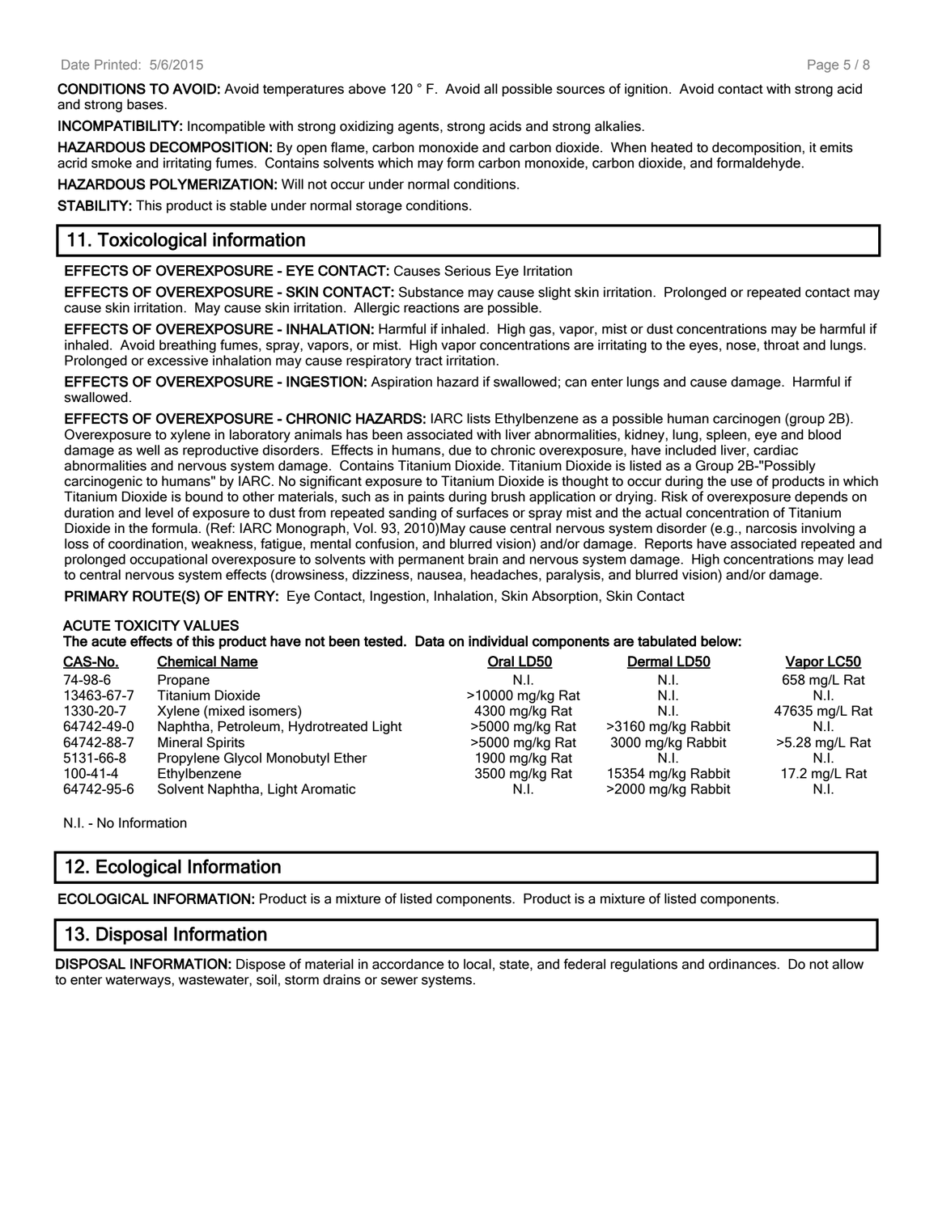**CONDITIONS TO AVOID:** Avoid temperatures above 120 ° F. Avoid all possible sources of ignition. Avoid contact with strong acid and strong bases.

**INCOMPATIBILITY:** Incompatible with strong oxidizing agents, strong acids and strong alkalies.

**HAZARDOUS DECOMPOSITION:** By open flame, carbon monoxide and carbon dioxide. When heated to decomposition, it emits acrid smoke and irritating fumes. Contains solvents which may form carbon monoxide, carbon dioxide, and formaldehyde.

**HAZARDOUS POLYMERIZATION:** Will not occur under normal conditions.

**STABILITY:** This product is stable under normal storage conditions.

## 11. Toxicological information

**EFFECTS OF OVEREXPOSURE - EYE CONTACT:** Causes Serious Eye Irritation

**EFFECTS OF OVEREXPOSURE - SKIN CONTACT:** Substance may cause slight skin irritation. Prolonged or repeated contact may cause skin irritation. May cause skin irritation. Allergic reactions are possible.

**EFFECTS OF OVEREXPOSURE - INHALATION:** Harmful if inhaled. High gas, vapor, mist or dust concentrations may be harmful if inhaled. Avoid breathing fumes, spray, vapors, or mist. High vapor concentrations are irritating to the eyes, nose, throat and lungs. Prolonged or excessive inhalation may cause respiratory tract irritation.

**EFFECTS OF OVEREXPOSURE - INGESTION:** Aspiration hazard if swallowed; can enter lungs and cause damage. Harmful if swallowed.

**EFFECTS OF OVEREXPOSURE - CHRONIC HAZARDS:** IARC lists Ethylbenzene as a possible human carcinogen (group 2B). Overexposure to xylene in laboratory animals has been associated with liver abnormalities, kidney, lung, spleen, eye and blood damage as well as reproductive disorders. Effects in humans, due to chronic overexposure, have included liver, cardiac abnormalities and nervous system damage. Contains Titanium Dioxide. Titanium Dioxide is listed as a Group 2B-"Possibly carcinogenic to humans" by IARC. No significant exposure to Titanium Dioxide is thought to occur during the use of products in which Titanium Dioxide is bound to other materials, such as in paints during brush application or drying. Risk of overexposure depends on duration and level of exposure to dust from repeated sanding of surfaces or spray mist and the actual concentration of Titanium Dioxide in the formula. (Ref: IARC Monograph, Vol. 93, 2010)May cause central nervous system disorder (e.g., narcosis involving a loss of coordination, weakness, fatigue, mental confusion, and blurred vision) and/or damage. Reports have associated repeated and prolonged occupational overexposure to solvents with permanent brain and nervous system damage. High concentrations may lead to central nervous system effects (drowsiness, dizziness, nausea, headaches, paralysis, and blurred vision) and/or damage.

**PRIMARY ROUTE(S) OF ENTRY:** Eye Contact, Ingestion, Inhalation, Skin Absorption, Skin Contact

**ACUTE TOXICITY VALUES**
**The acute effects of this product have not been tested. Data on individual components are tabulated below:**

| CAS-No. | Chemical Name | Oral LD50 | Dermal LD50 | Vapor LC50 |
|---|---|---|---|---|
| 74-98-6 | Propane | N.I. | N.I. | 658 mg/L Rat |
| 13463-67-7 | Titanium Dioxide | >10000 mg/kg Rat | N.I. | N.I. |
| 1330-20-7 | Xylene (mixed isomers) | 4300 mg/kg Rat | N.I. | 47635 mg/L Rat |
| 64742-49-0 | Naphtha, Petroleum, Hydrotreated Light | >5000 mg/kg Rat | >3160 mg/kg Rabbit | N.I. |
| 64742-88-7 | Mineral Spirits | >5000 mg/kg Rat | 3000 mg/kg Rabbit | >5.28 mg/L Rat |
| 5131-66-8 | Propylene Glycol Monobutyl Ether | 1900 mg/kg Rat | N.I. | N.I. |
| 100-41-4 | Ethylbenzene | 3500 mg/kg Rat | 15354 mg/kg Rabbit | 17.2 mg/L Rat |
| 64742-95-6 | Solvent Naphtha, Light Aromatic | N.I. | >2000 mg/kg Rabbit | N.I. |

N.I. - No Information

## 12. Ecological Information

**ECOLOGICAL INFORMATION:** Product is a mixture of listed components. Product is a mixture of listed components.

## 13. Disposal Information

**DISPOSAL INFORMATION:** Dispose of material in accordance to local, state, and federal regulations and ordinances. Do not allow to enter waterways, wastewater, soil, storm drains or sewer systems.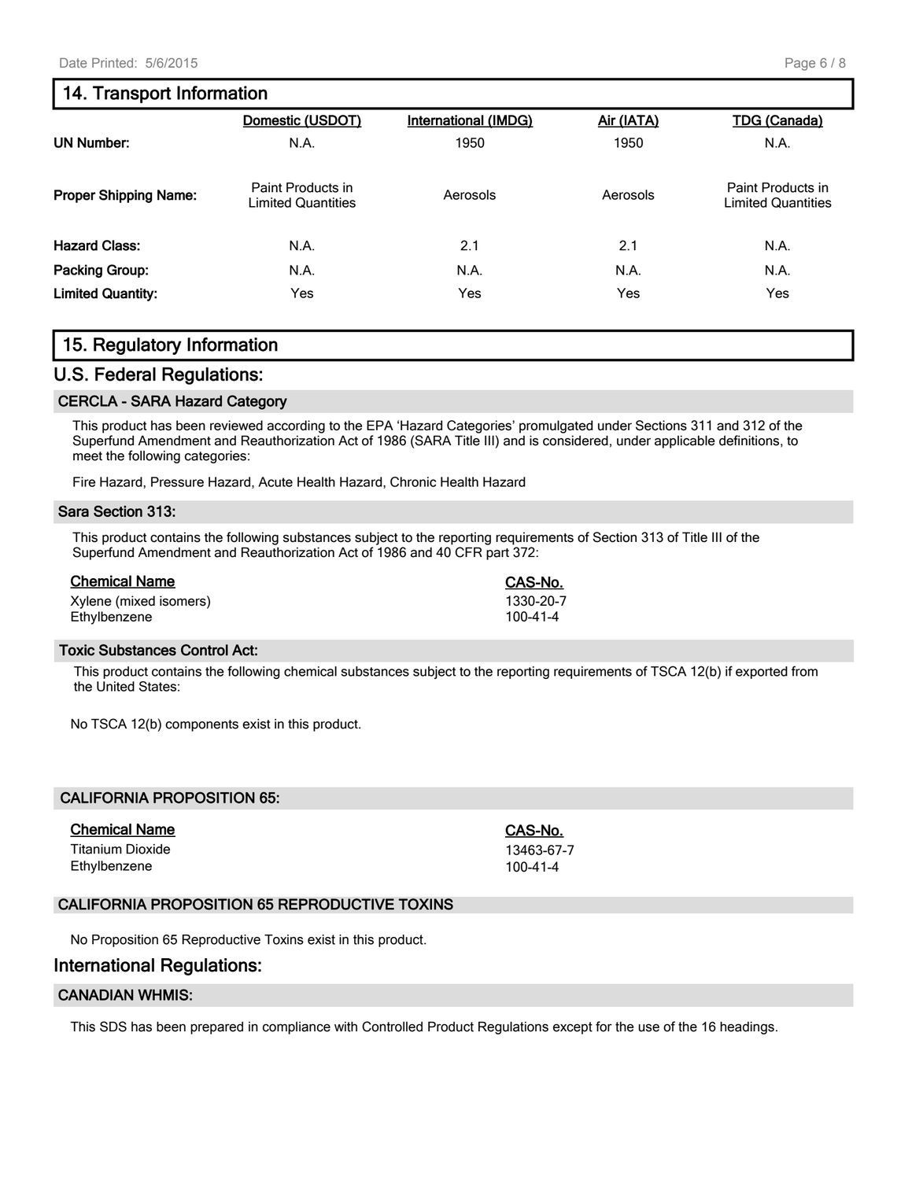## 14. Transport Information

| | Domestic (USDOT) | International (IMDG) | Air (IATA) | TDG (Canada) |
|---|---|---|---|---|
| **UN Number:** | N.A. | 1950 | 1950 | N.A. |
| **Proper Shipping Name:** | Paint Products in Limited Quantities | Aerosols | Aerosols | Paint Products in Limited Quantities |
| **Hazard Class:** | N.A. | 2.1 | 2.1 | N.A. |
| **Packing Group:** | N.A. | N.A. | N.A. | N.A. |
| **Limited Quantity:** | Yes | Yes | Yes | Yes |

## 15. Regulatory Information

### U.S. Federal Regulations:

#### CERCLA - SARA Hazard Category

This product has been reviewed according to the EPA 'Hazard Categories' promulgated under Sections 311 and 312 of the Superfund Amendment and Reauthorization Act of 1986 (SARA Title III) and is considered, under applicable definitions, to meet the following categories:

Fire Hazard, Pressure Hazard, Acute Health Hazard, Chronic Health Hazard

#### Sara Section 313:

This product contains the following substances subject to the reporting requirements of Section 313 of Title III of the Superfund Amendment and Reauthorization Act of 1986 and 40 CFR part 372:

| Chemical Name | CAS-No. |
|---|---|
| Xylene (mixed isomers) | 1330-20-7 |
| Ethylbenzene | 100-41-4 |

#### Toxic Substances Control Act:

This product contains the following chemical substances subject to the reporting requirements of TSCA 12(b) if exported from the United States:

No TSCA 12(b) components exist in this product.

#### CALIFORNIA PROPOSITION 65:

| Chemical Name | CAS-No. |
|---|---|
| Titanium Dioxide | 13463-67-7 |
| Ethylbenzene | 100-41-4 |

#### CALIFORNIA PROPOSITION 65 REPRODUCTIVE TOXINS

No Proposition 65 Reproductive Toxins exist in this product.

### International Regulations:

#### CANADIAN WHMIS:

This SDS has been prepared in compliance with Controlled Product Regulations except for the use of the 16 headings.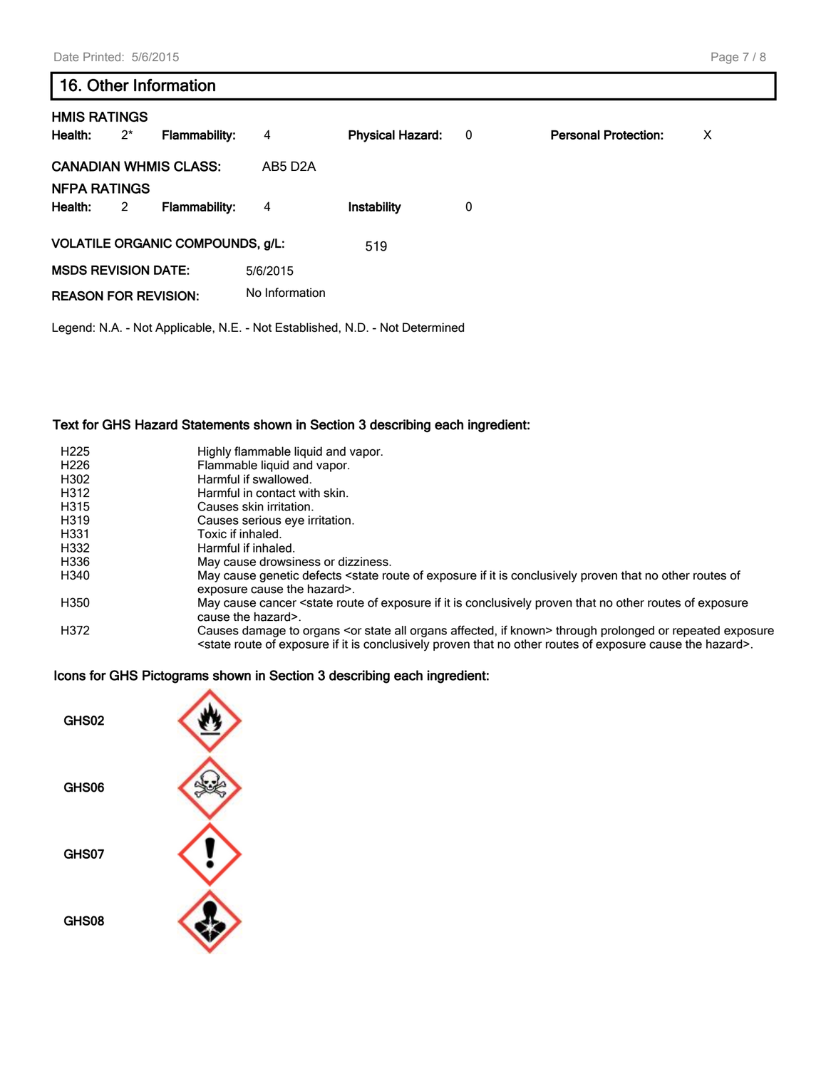## 16. Other Information

**HMIS RATINGS**

**Health:** 2* **Flammability:** 4 **Physical Hazard:** 0 **Personal Protection:** X

**CANADIAN WHMIS CLASS:** AB5 D2A

**NFPA RATINGS**

**Health:** 2 **Flammability:** 4 **Instability** 0

**VOLATILE ORGANIC COMPOUNDS, g/L:** 519

**MSDS REVISION DATE:** 5/6/2015

**REASON FOR REVISION:** No Information

Legend: N.A. - Not Applicable, N.E. - Not Established, N.D. - Not Determined

**Text for GHS Hazard Statements shown in Section 3 describing each ingredient:**

| | |
|---|---|
| H225 | Highly flammable liquid and vapor. |
| H226 | Flammable liquid and vapor. |
| H302 | Harmful if swallowed. |
| H312 | Harmful in contact with skin. |
| H315 | Causes skin irritation. |
| H319 | Causes serious eye irritation. |
| H331 | Toxic if inhaled. |
| H332 | Harmful if inhaled. |
| H336 | May cause drowsiness or dizziness. |
| H340 | May cause genetic defects <state route of exposure if it is conclusively proven that no other routes of exposure cause the hazard>. |
| H350 | May cause cancer <state route of exposure if it is conclusively proven that no other routes of exposure cause the hazard>. |
| H372 | Causes damage to organs <or state all organs affected, if known> through prolonged or repeated exposure <state route of exposure if it is conclusively proven that no other routes of exposure cause the hazard>. |

**Icons for GHS Pictograms shown in Section 3 describing each ingredient:**

GHS02

GHS06

GHS07

GHS08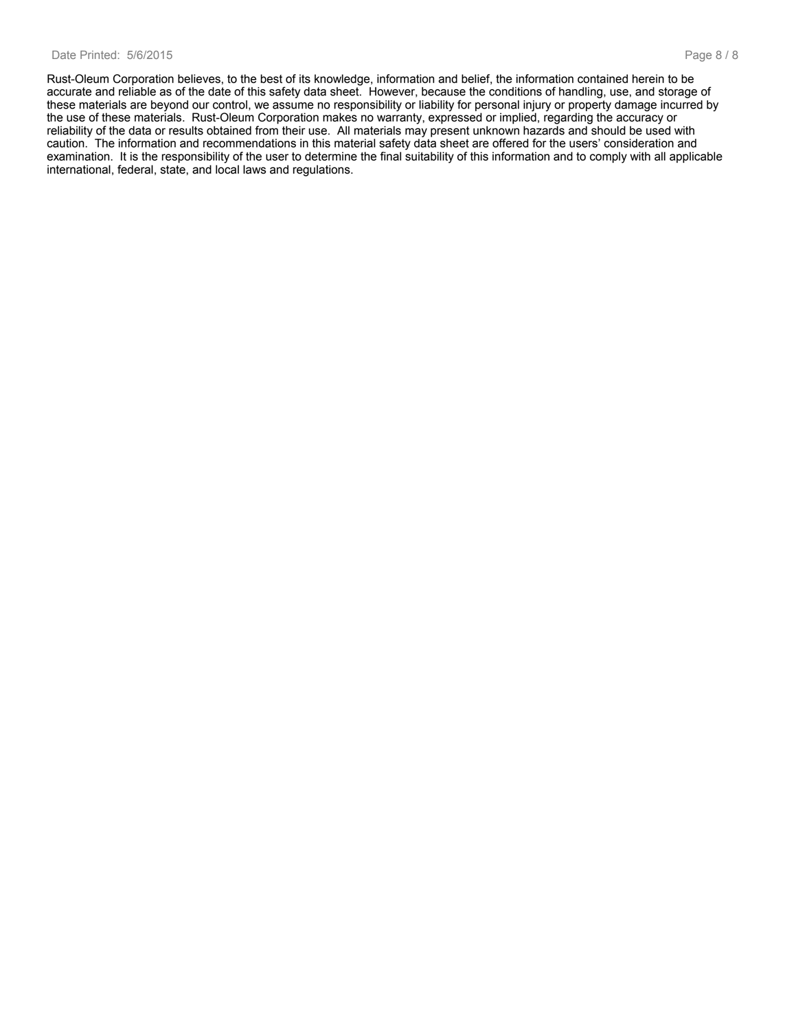Rust-Oleum Corporation believes, to the best of its knowledge, information and belief, the information contained herein to be accurate and reliable as of the date of this safety data sheet. However, because the conditions of handling, use, and storage of these materials are beyond our control, we assume no responsibility or liability for personal injury or property damage incurred by the use of these materials. Rust-Oleum Corporation makes no warranty, expressed or implied, regarding the accuracy or reliability of the data or results obtained from their use. All materials may present unknown hazards and should be used with caution. The information and recommendations in this material safety data sheet are offered for the users' consideration and examination. It is the responsibility of the user to determine the final suitability of this information and to comply with all applicable international, federal, state, and local laws and regulations.